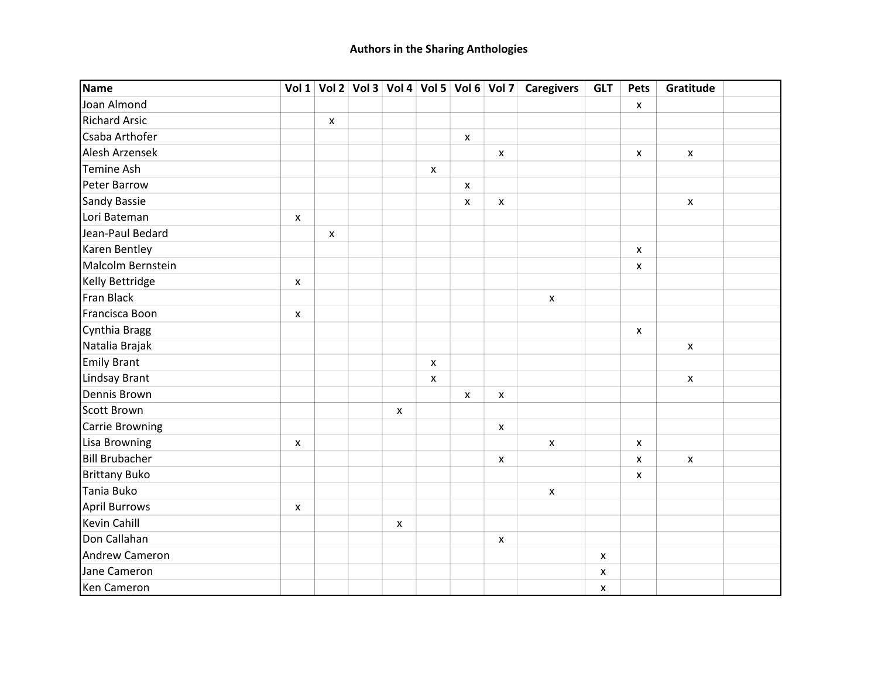**Authors in the Sharing Anthologies**

| Name | Vol 1 | Vol 2 | Vol 3 | Vol 4 | Vol 5 | Vol 6 | Vol 7 | Caregivers | GLT | Pets | Gratitude | |
|---|---|---|---|---|---|---|---|---|---|---|---|---|
| Joan Almond | | | | | | | | | | x | | |
| Richard Arsic | | x | | | | | | | | | | |
| Csaba Arthofer | | | | | | x | | | | | | |
| Alesh Arzensek | | | | | | | x | | | x | x | |
| Temine Ash | | | | | x | | | | | | | |
| Peter Barrow | | | | | | x | | | | | | |
| Sandy Bassie | | | | | | x | x | | | | x | |
| Lori Bateman | x | | | | | | | | | | | |
| Jean-Paul Bedard | | x | | | | | | | | | | |
| Karen Bentley | | | | | | | | | | x | | |
| Malcolm Bernstein | | | | | | | | | | x | | |
| Kelly Bettridge | x | | | | | | | | | | | |
| Fran Black | | | | | | | | x | | | | |
| Francisca Boon | x | | | | | | | | | | | |
| Cynthia Bragg | | | | | | | | | | x | | |
| Natalia Brajak | | | | | | | | | | | x | |
| Emily Brant | | | | | x | | | | | | | |
| Lindsay Brant | | | | | x | | | | | | x | |
| Dennis Brown | | | | | | x | x | | | | | |
| Scott Brown | | | | x | | | | | | | | |
| Carrie Browning | | | | | | | x | | | | | |
| Lisa Browning | x | | | | | | | x | | x | | |
| Bill Brubacher | | | | | | | x | | | x | x | |
| Brittany Buko | | | | | | | | | | x | | |
| Tania Buko | | | | | | | | x | | | | |
| April Burrows | x | | | | | | | | | | | |
| Kevin Cahill | | | | x | | | | | | | | |
| Don Callahan | | | | | | | x | | | | | |
| Andrew Cameron | | | | | | | | | x | | | |
| Jane Cameron | | | | | | | | | x | | | |
| Ken Cameron | | | | | | | | | x | | | |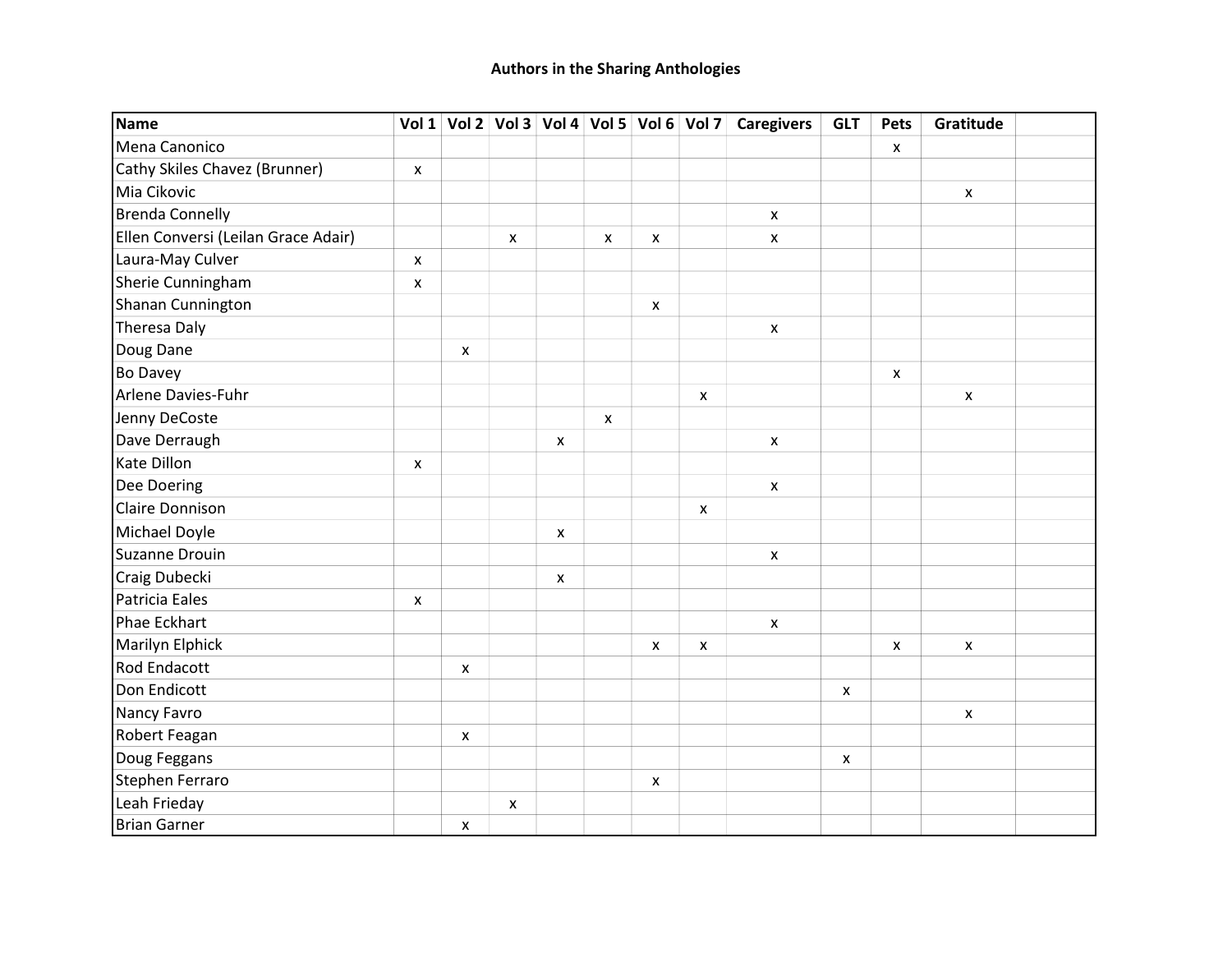**Authors in the Sharing Anthologies**

| Name | Vol 1 | Vol 2 | Vol 3 | Vol 4 | Vol 5 | Vol 6 | Vol 7 | Caregivers | GLT | Pets | Gratitude | |
|---|---|---|---|---|---|---|---|---|---|---|---|---|
| Mena Canonico | | | | | | | | | | x | | |
| Cathy Skiles Chavez (Brunner) | x | | | | | | | | | | | |
| Mia Cikovic | | | | | | | | | | | x | |
| Brenda Connelly | | | | | | | | x | | | | |
| Ellen Conversi (Leilan Grace Adair) | | | x | | x | x | | x | | | | |
| Laura-May Culver | x | | | | | | | | | | | |
| Sherie Cunningham | x | | | | | | | | | | | |
| Shanan Cunnington | | | | | | x | | | | | | |
| Theresa Daly | | | | | | | | x | | | | |
| Doug Dane | | x | | | | | | | | | | |
| Bo Davey | | | | | | | | | | x | | |
| Arlene Davies-Fuhr | | | | | | | x | | | | x | |
| Jenny DeCoste | | | | | x | | | | | | | |
| Dave Derraugh | | | | x | | | | x | | | | |
| Kate Dillon | x | | | | | | | | | | | |
| Dee Doering | | | | | | | | x | | | | |
| Claire Donnison | | | | | | | x | | | | | |
| Michael Doyle | | | | x | | | | | | | | |
| Suzanne Drouin | | | | | | | | x | | | | |
| Craig Dubecki | | | | x | | | | | | | | |
| Patricia Eales | x | | | | | | | | | | | |
| Phae Eckhart | | | | | | | | x | | | | |
| Marilyn Elphick | | | | | | x | x | | | x | x | |
| Rod Endacott | | x | | | | | | | | | | |
| Don Endicott | | | | | | | | | x | | | |
| Nancy Favro | | | | | | | | | | | x | |
| Robert Feagan | | x | | | | | | | | | | |
| Doug Feggans | | | | | | | | | x | | | |
| Stephen Ferraro | | | | | | x | | | | | | |
| Leah Friedαy | | | x | | | | | | | | | |
| Brian Garner | | x | | | | | | | | | | |

**Authors in the Sharing Anthologies**

| Name | Vol 1 | Vol 2 | Vol 3 | Vol 4 | Vol 5 | Vol 6 | Vol 7 | Caregivers | GLT | Pets | Gratitude | |
|---|---|---|---|---|---|---|---|---|---|---|---|---|
| Mena Canonico | | | | | | | | | | x | | |
| Cathy Skiles Chavez (Brunner) | x | | | | | | | | | | | |
| Mia Cikovic | | | | | | | | | | | x | |
| Brenda Connelly | | | | | | | | x | | | | |
| Ellen Conversi (Leilan Grace Adair) | | | x | | x | x | | x | | | | |
| Laura-May Culver | x | | | | | | | | | | | |
| Sherie Cunningham | x | | | | | | | | | | | |
| Shanan Cunnington | | | | | | x | | | | | | |
| Theresa Daly | | | | | | | | x | | | | |
| Doug Dane | | x | | | | | | | | | | |
| Bo Davey | | | | | | | | | | x | | |
| Arlene Davies-Fuhr | | | | | | | x | | | | x | |
| Jenny DeCoste | | | | | x | | | | | | | |
| Dave Derraugh | | | | x | | | | x | | | | |
| Kate Dillon | x | | | | | | | | | | | |
| Dee Doering | | | | | | | | x | | | | |
| Claire Donnison | | | | | | | x | | | | | |
| Michael Doyle | | | | x | | | | | | | | |
| Suzanne Drouin | | | | | | | | x | | | | |
| Craig Dubecki | | | | x | | | | | | | | |
| Patricia Eales | x | | | | | | | | | | | |
| Phae Eckhart | | | | | | | | x | | | | |
| Marilyn Elphick | | | | | | x | x | | | x | x | |
| Rod Endacott | | x | | | | | | | | | | |
| Don Endicott | | | | | | | | | x | | | |
| Nancy Favro | | | | | | | | | | | x | |
| Robert Feagan | | x | | | | | | | | | | |
| Doug Feggans | | | | | | | | | x | | | |
| Stephen Ferraro | | | | | | x | | | | | | |
| Leah Frieday | | | x | | | | | | | | | |
| Brian Garner | | x | | | | | | | | | | |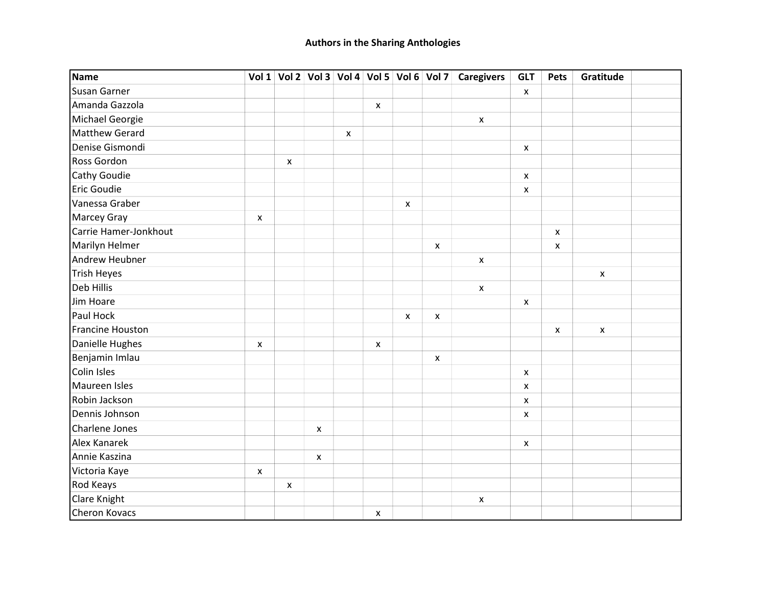**Authors in the Sharing Anthologies**

| Name | Vol 1 | Vol 2 | Vol 3 | Vol 4 | Vol 5 | Vol 6 | Vol 7 | Caregivers | GLT | Pets | Gratitude | |
|---|---|---|---|---|---|---|---|---|---|---|---|---|
| Susan Garner | | | | | | | | | x | | | |
| Amanda Gazzola | | | | | x | | | | | | | |
| Michael Georgie | | | | | | | | x | | | | |
| Matthew Gerard | | | | x | | | | | | | | |
| Denise Gismondi | | | | | | | | | x | | | |
| Ross Gordon | | x | | | | | | | | | | |
| Cathy Goudie | | | | | | | | | x | | | |
| Eric Goudie | | | | | | | | | x | | | |
| Vanessa Graber | | | | | | x | | | | | | |
| Marcey Gray | x | | | | | | | | | | | |
| Carrie Hamer-Jonkhout | | | | | | | | | | x | | |
| Marilyn Helmer | | | | | | | x | | | x | | |
| Andrew Heubner | | | | | | | | x | | | | |
| Trish Heyes | | | | | | | | | | | x | |
| Deb Hillis | | | | | | | | x | | | | |
| Jim Hoare | | | | | | | | | x | | | |
| Paul Hock | | | | | | x | x | | | | | |
| Francine Houston | | | | | | | | | | x | x | |
| Danielle Hughes | x | | | | x | | | | | | | |
| Benjamin Imlau | | | | | | | x | | | | | |
| Colin Isles | | | | | | | | | x | | | |
| Maureen Isles | | | | | | | | | x | | | |
| Robin Jackson | | | | | | | | | x | | | |
| Dennis Johnson | | | | | | | | | x | | | |
| Charlene Jones | | | x | | | | | | | | | |
| Alex Kanarek | | | | | | | | | x | | | |
| Annie Kaszina | | | x | | | | | | | | | |
| Victoria Kaye | x | | | | | | | | | | | |
| Rod Keays | | x | | | | | | | | | | |
| Clare Knight | | | | | | | | x | | | | |
| Cheron Kovacs | | | | | x | | | | | | | |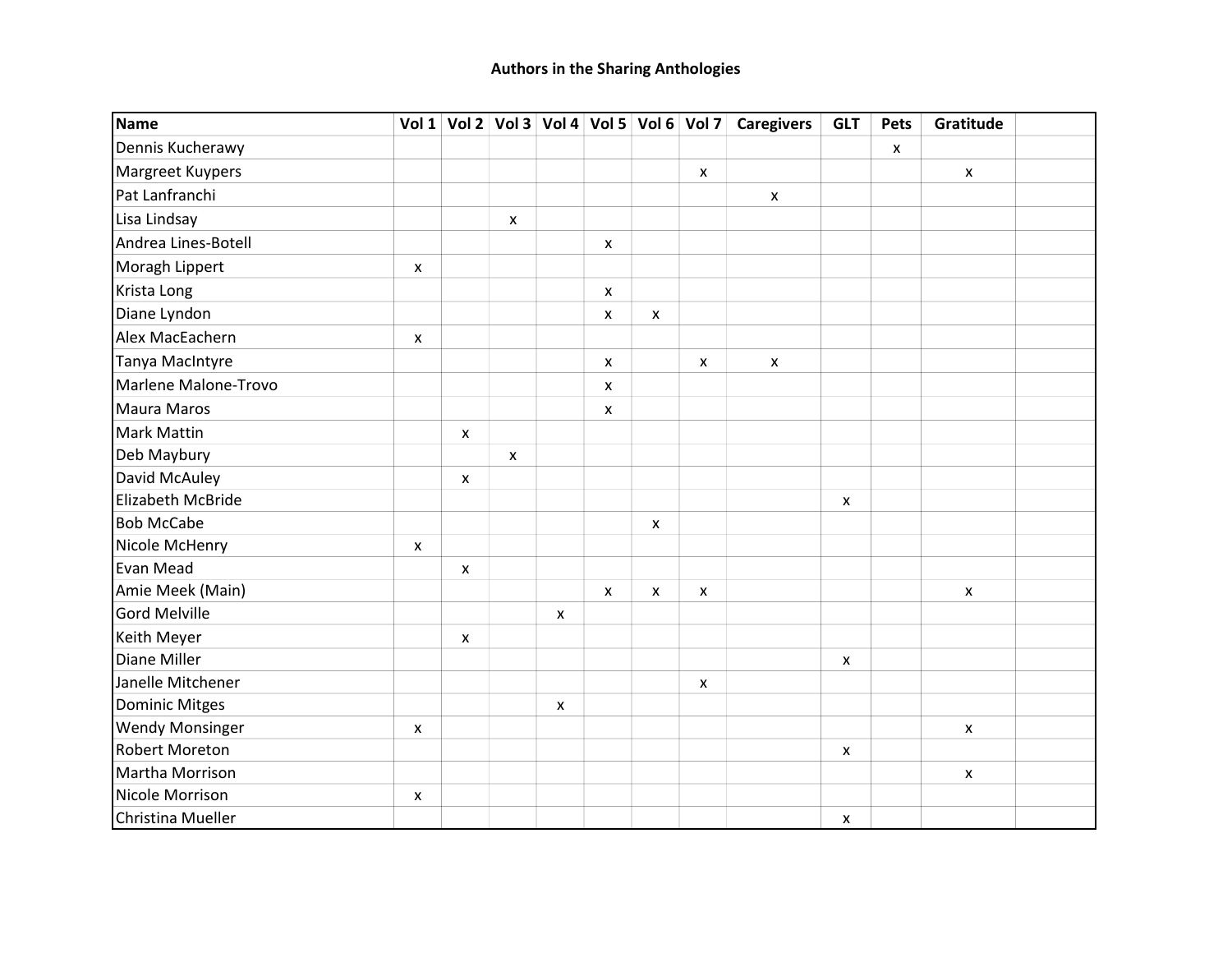**Authors in the Sharing Anthologies**

| Name | Vol 1 | Vol 2 | Vol 3 | Vol 4 | Vol 5 | Vol 6 | Vol 7 | Caregivers | GLT | Pets | Gratitude | |
|---|---|---|---|---|---|---|---|---|---|---|---|---|
| Dennis Kucherawy | | | | | | | | | | x | | |
| Margreet Kuypers | | | | | | | x | | | | x | |
| Pat Lanfranchi | | | | | | | | x | | | | |
| Lisa Lindsay | | | x | | | | | | | | | |
| Andrea Lines-Botell | | | | | x | | | | | | | |
| Moragh Lippert | x | | | | | | | | | | | |
| Krista Long | | | | | x | | | | | | | |
| Diane Lyndon | | | | | x | x | | | | | | |
| Alex MacEachern | x | | | | | | | | | | | |
| Tanya MacIntyre | | | | | x | | x | x | | | | |
| Marlene Malone-Trovo | | | | | x | | | | | | | |
| Maura Maros | | | | | x | | | | | | | |
| Mark Mattin | | x | | | | | | | | | | |
| Deb Maybury | | | x | | | | | | | | | |
| David McAuley | | x | | | | | | | | | | |
| Elizabeth McBride | | | | | | | | | x | | | |
| Bob McCabe | | | | | | x | | | | | | |
| Nicole McHenry | x | | | | | | | | | | | |
| Evan Mead | | x | | | | | | | | | | |
| Amie Meek (Main) | | | | | x | x | x | | | | x | |
| Gord Melville | | | | x | | | | | | | | |
| Keith Meyer | | x | | | | | | | | | | |
| Diane Miller | | | | | | | | | x | | | |
| Janelle Mitchener | | | | | | | x | | | | | |
| Dominic Mitges | | | | x | | | | | | | | |
| Wendy Monsinger | x | | | | | | | | | | x | |
| Robert Moreton | | | | | | | | | x | | | |
| Martha Morrison | | | | | | | | | | | x | |
| Nicole Morrison | x | | | | | | | | | | | |
| Christina Mueller | | | | | | | | | x | | | |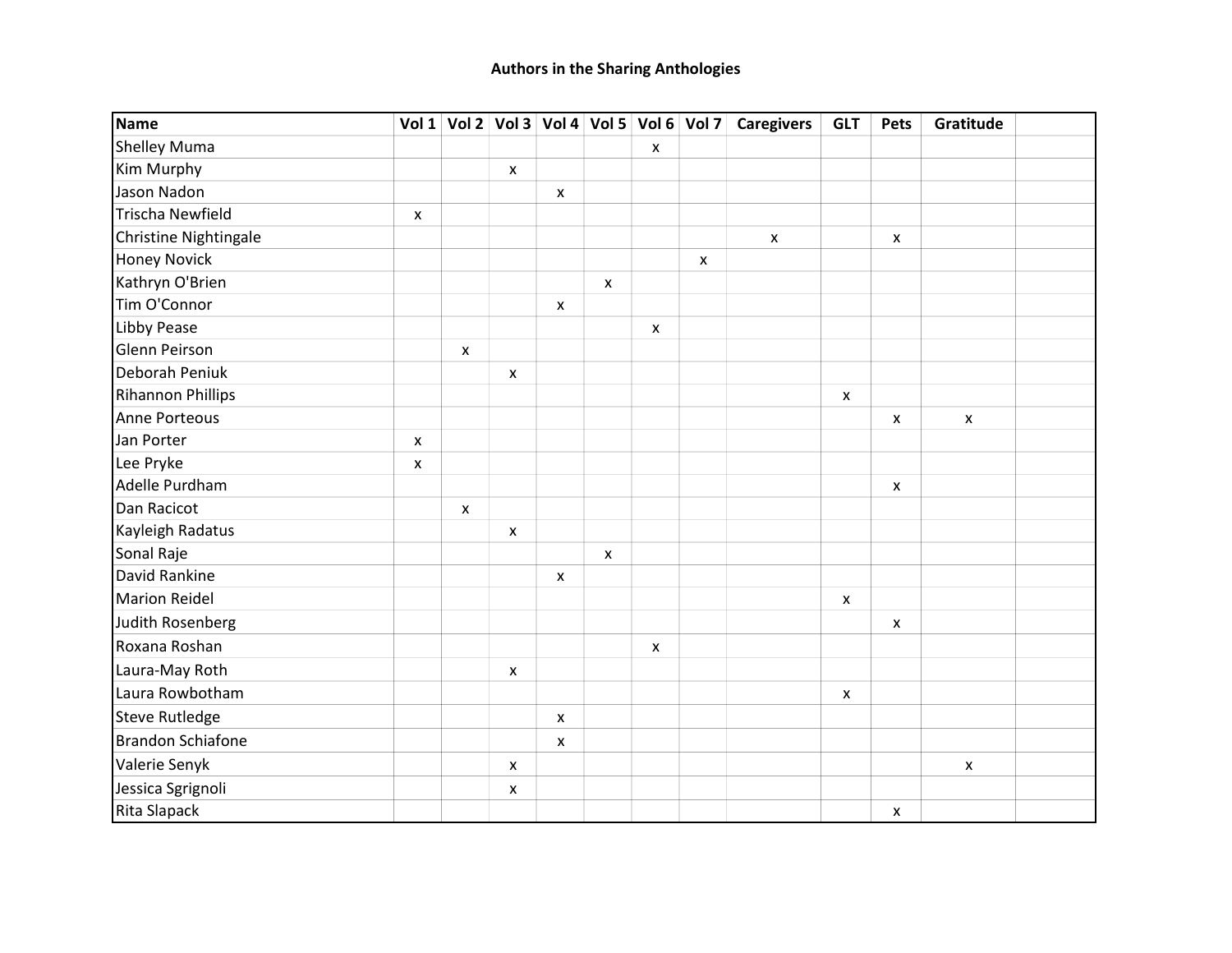**Authors in the Sharing Anthologies**

| Name | Vol 1 | Vol 2 | Vol 3 | Vol 4 | Vol 5 | Vol 6 | Vol 7 | Caregivers | GLT | Pets | Gratitude | |
|---|---|---|---|---|---|---|---|---|---|---|---|---|
| Shelley Muma | | | | | | x | | | | | | |
| Kim Murphy | | | x | | | | | | | | | |
| Jason Nadon | | | | x | | | | | | | | |
| Trischa Newfield | x | | | | | | | | | | | |
| Christine Nightingale | | | | | | | | x | | x | | |
| Honey Novick | | | | | | | x | | | | | |
| Kathryn O'Brien | | | | | x | | | | | | | |
| Tim O'Connor | | | | x | | | | | | | | |
| Libby Pease | | | | | | x | | | | | | |
| Glenn Peirson | | x | | | | | | | | | | |
| Deborah Peniuk | | | x | | | | | | | | | |
| Rihannon Phillips | | | | | | | | | x | | | |
| Anne Porteous | | | | | | | | | | x | x | |
| Jan Porter | x | | | | | | | | | | | |
| Lee Pryke | x | | | | | | | | | | | |
| Adelle Purdham | | | | | | | | | | x | | |
| Dan Racicot | | x | | | | | | | | | | |
| Kayleigh Radatus | | | x | | | | | | | | | |
| Sonal Raje | | | | | x | | | | | | | |
| David Rankine | | | | x | | | | | | | | |
| Marion Reidel | | | | | | | | | x | | | |
| Judith Rosenberg | | | | | | | | | | x | | |
| Roxana Roshan | | | | | | x | | | | | | |
| Laura-May Roth | | | x | | | | | | | | | |
| Laura Rowbotham | | | | | | | | | x | | | |
| Steve Rutledge | | | | x | | | | | | | | |
| Brandon Schiafone | | | | x | | | | | | | | |
| Valerie Senyk | | | x | | | | | | | | x | |
| Jessica Sgrignoli | | | x | | | | | | | | | |
| Rita Slapack | | | | | | | | | | x | | |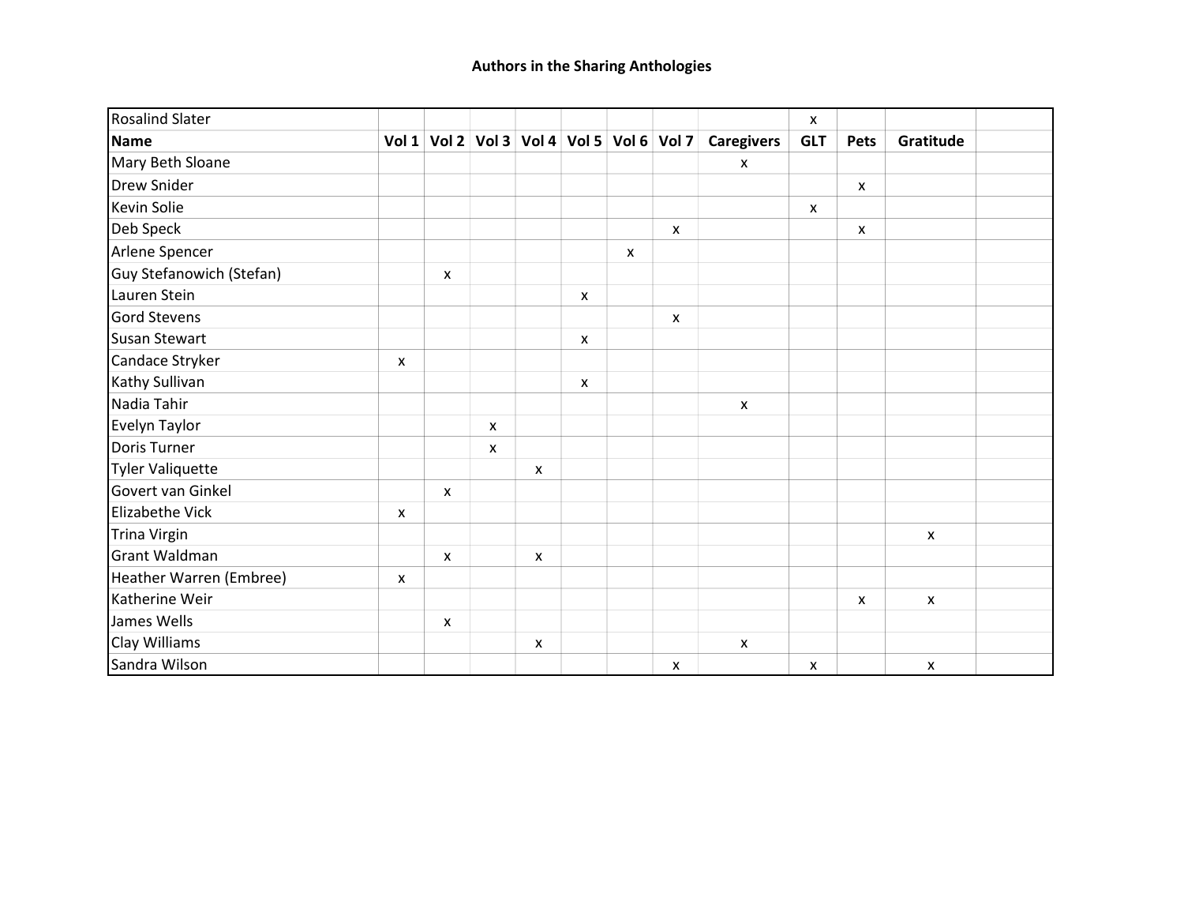### Authors in the Sharing Anthologies

| Rosalind Slater | | | | | | | | | x | | | |
|---|---|---|---|---|---|---|---|---|---|---|---|---|
| **Name** | **Vol 1** | **Vol 2** | **Vol 3** | **Vol 4** | **Vol 5** | **Vol 6** | **Vol 7** | **Caregivers** | **GLT** | **Pets** | **Gratitude** | |
| Mary Beth Sloane | | | | | | | | x | | | | |
| Drew Snider | | | | | | | | | | x | | |
| Kevin Solie | | | | | | | | | x | | | |
| Deb Speck | | | | | | | x | | | x | | |
| Arlene Spencer | | | | | | x | | | | | | |
| Guy Stefanowich (Stefan) | | x | | | | | | | | | | |
| Lauren Stein | | | | | x | | | | | | | |
| Gord Stevens | | | | | | | x | | | | | |
| Susan Stewart | | | | | x | | | | | | | |
| Candace Stryker | x | | | | | | | | | | | |
| Kathy Sullivan | | | | | x | | | | | | | |
| Nadia Tahir | | | | | | | | x | | | | |
| Evelyn Taylor | | | x | | | | | | | | | |
| Doris Turner | | | x | | | | | | | | | |
| Tyler Valiquette | | | | x | | | | | | | | |
| Govert van Ginkel | | x | | | | | | | | | | |
| Elizabethe Vick | x | | | | | | | | | | | |
| Trina Virgin | | | | | | | | | | | x | |
| Grant Waldman | | x | | x | | | | | | | | |
| Heather Warren (Embree) | x | | | | | | | | | | | |
| Katherine Weir | | | | | | | | | | x | x | |
| James Wells | | x | | | | | | | | | | |
| Clay Williams | | | | x | | | | x | | | | |
| Sandra Wilson | | | | | | | x | | x | | x | |